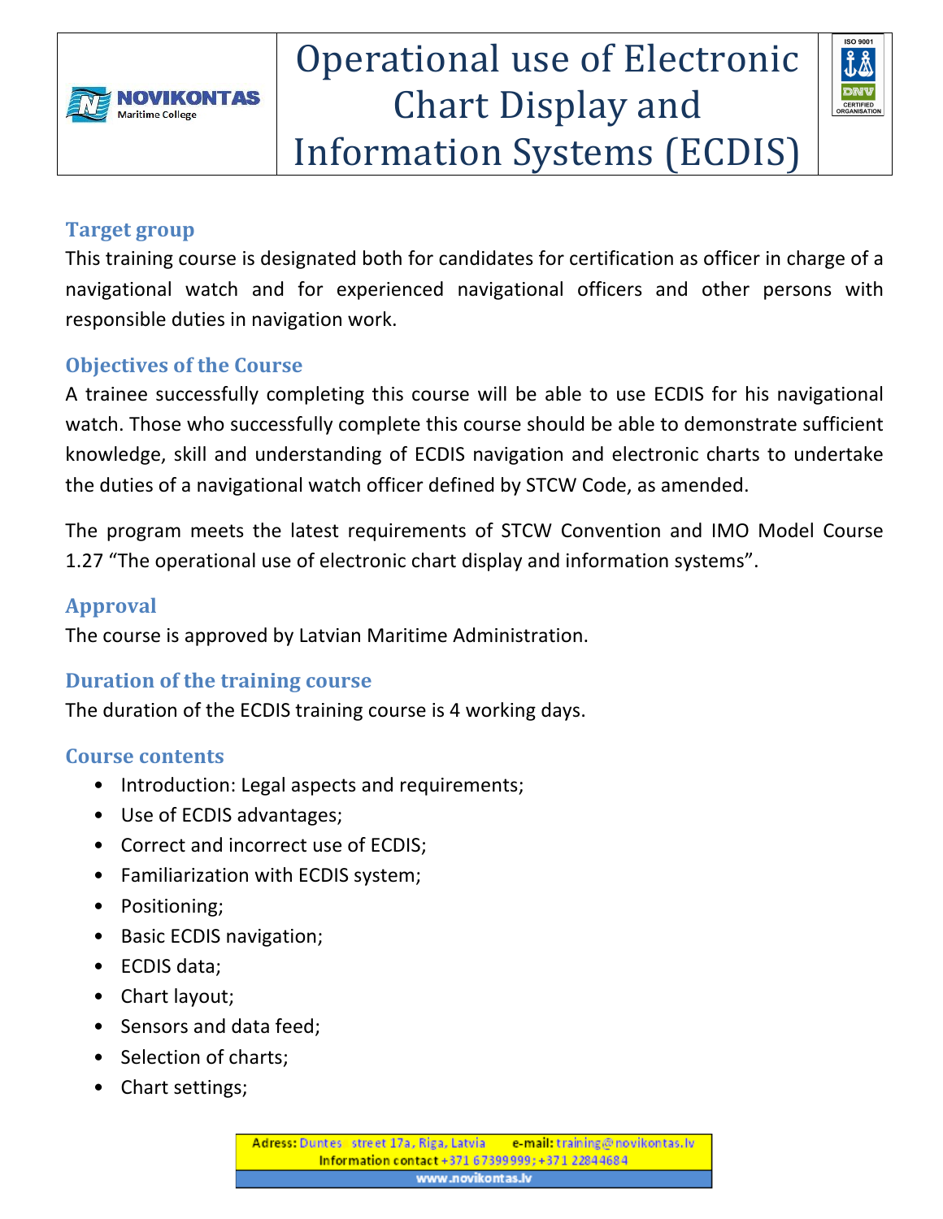# Operational use of Electronic Chart Display and Information Systems (ECDIS)

## Target group

This training course is designated both for candidates for certification as officer in charge of a navigational watch and for experienced navigational officers and other persons with responsible duties in navigation work.

## Objectives of the Course

A trainee successfully completing this course will be able to use ECDIS for his navigational watch. Those who successfully complete this course should be able to demonstrate sufficient knowledge, skill and understanding of ECDIS navigation and electronic charts to undertake the duties of a navigational watch officer defined by STCW Code, as amended.

The program meets the latest requirements of STCW Convention and IMO Model Course 1.27 "The operational use of electronic chart display and information systems".

## Approval

The course is approved by Latvian Maritime Administration.

## Duration of the training course

The duration of the ECDIS training course is 4 working days.

## Course contents

- Introduction: Legal aspects and requirements;
- Use of ECDIS advantages;
- Correct and incorrect use of ECDIS;
- Familiarization with ECDIS system;
- Positioning;
- Basic ECDIS navigation;
- ECDIS data;
- Chart layout;
- Sensors and data feed;
- Selection of charts;
- Chart settings;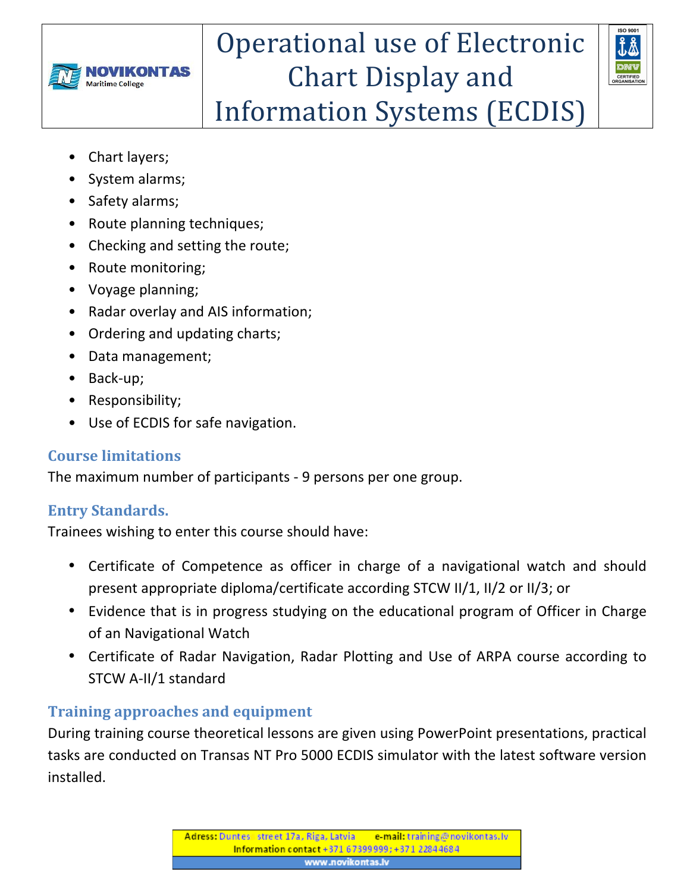- Chart layers;
- System alarms;
- Safety alarms;
- Route planning techniques;
- Checking and setting the route;
- Route monitoring;
- Voyage planning;
- Radar overlay and AIS information;
- Ordering and updating charts;
- Data management;
- Back-up;
- Responsibility;
- Use of ECDIS for safe navigation.

## Course limitations

The maximum number of participants - 9 persons per one group.

## Entry Standards.

Trainees wishing to enter this course should have:

- Certificate of Competence as officer in charge of a navigational watch and should present appropriate diploma/certificate according STCW II/1, II/2 or II/3; or
- Evidence that is in progress studying on the educational program of Officer in Charge of an Navigational Watch
- Certificate of Radar Navigation, Radar Plotting and Use of ARPA course according to STCW A-II/1 standard

## Training approaches and equipment

During training course theoretical lessons are given using PowerPoint presentations, practical tasks are conducted on Transas NT Pro 5000 ECDIS simulator with the latest software version installed.